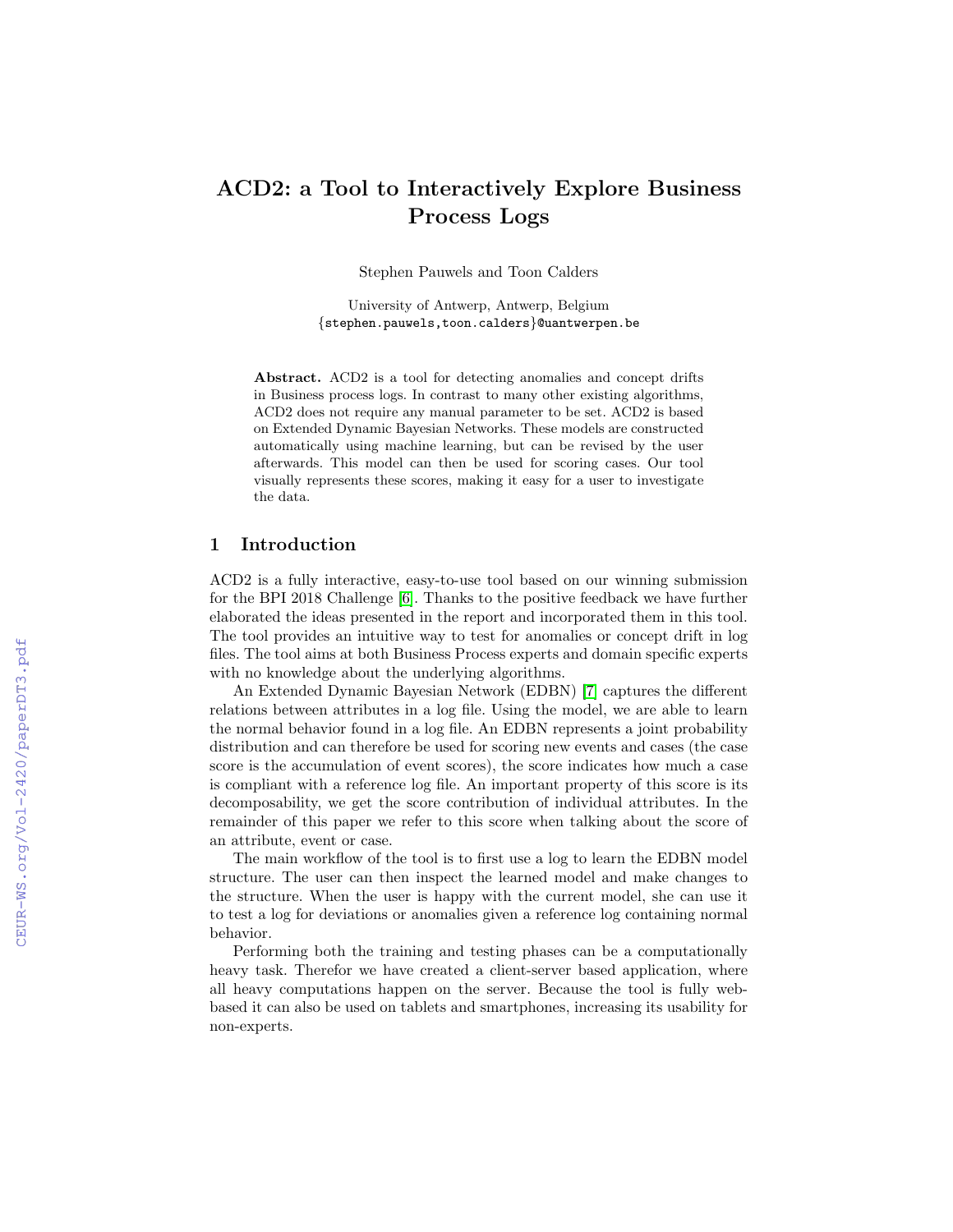# ACD2: a Tool to Interactively Explore Business Process Logs

Stephen Pauwels and Toon Calders

University of Antwerp, Antwerp, Belgium
{stephen.pauwels,toon.calders}@uantwerpen.be

**Abstract.** ACD2 is a tool for detecting anomalies and concept drifts in Business process logs. In contrast to many other existing algorithms, ACD2 does not require any manual parameter to be set. ACD2 is based on Extended Dynamic Bayesian Networks. These models are constructed automatically using machine learning, but can be revised by the user afterwards. This model can then be used for scoring cases. Our tool visually represents these scores, making it easy for a user to investigate the data.

## 1 Introduction

ACD2 is a fully interactive, easy-to-use tool based on our winning submission for the BPI 2018 Challenge [6]. Thanks to the positive feedback we have further elaborated the ideas presented in the report and incorporated them in this tool. The tool provides an intuitive way to test for anomalies or concept drift in log files. The tool aims at both Business Process experts and domain specific experts with no knowledge about the underlying algorithms.

An Extended Dynamic Bayesian Network (EDBN) [7] captures the different relations between attributes in a log file. Using the model, we are able to learn the normal behavior found in a log file. An EDBN represents a joint probability distribution and can therefore be used for scoring new events and cases (the case score is the accumulation of event scores), the score indicates how much a case is compliant with a reference log file. An important property of this score is its decomposability, we get the score contribution of individual attributes. In the remainder of this paper we refer to this score when talking about the score of an attribute, event or case.

The main workflow of the tool is to first use a log to learn the EDBN model structure. The user can then inspect the learned model and make changes to the structure. When the user is happy with the current model, she can use it to test a log for deviations or anomalies given a reference log containing normal behavior.

Performing both the training and testing phases can be a computationally heavy task. Therefor we have created a client-server based application, where all heavy computations happen on the server. Because the tool is fully web-based it can also be used on tablets and smartphones, increasing its usability for non-experts.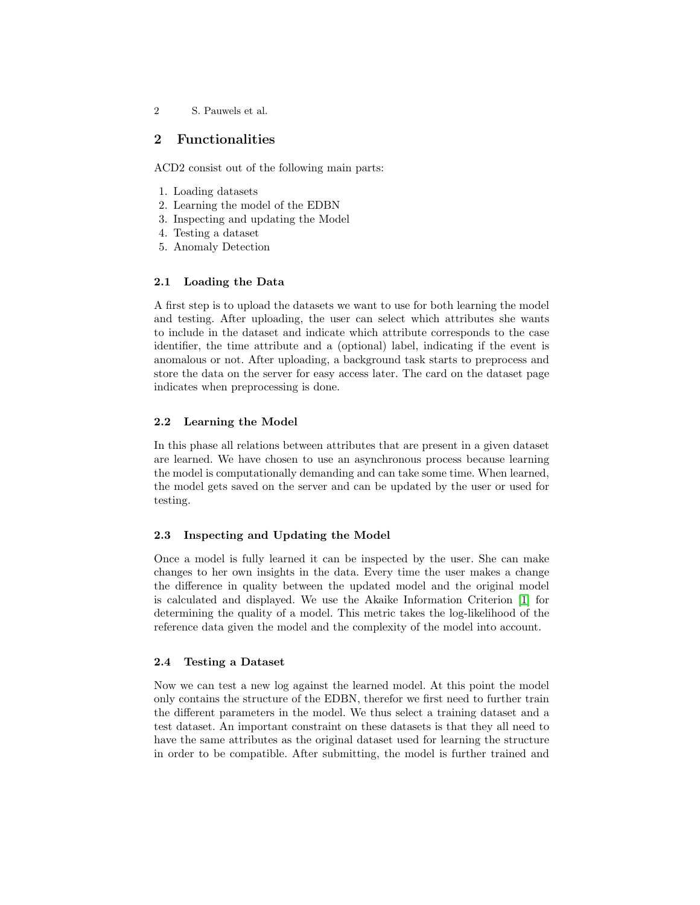## 2 Functionalities

ACD2 consist out of the following main parts:

1. Loading datasets
2. Learning the model of the EDBN
3. Inspecting and updating the Model
4. Testing a dataset
5. Anomaly Detection

### 2.1 Loading the Data

A first step is to upload the datasets we want to use for both learning the model and testing. After uploading, the user can select which attributes she wants to include in the dataset and indicate which attribute corresponds to the case identifier, the time attribute and a (optional) label, indicating if the event is anomalous or not. After uploading, a background task starts to preprocess and store the data on the server for easy access later. The card on the dataset page indicates when preprocessing is done.

### 2.2 Learning the Model

In this phase all relations between attributes that are present in a given dataset are learned. We have chosen to use an asynchronous process because learning the model is computationally demanding and can take some time. When learned, the model gets saved on the server and can be updated by the user or used for testing.

### 2.3 Inspecting and Updating the Model

Once a model is fully learned it can be inspected by the user. She can make changes to her own insights in the data. Every time the user makes a change the difference in quality between the updated model and the original model is calculated and displayed. We use the Akaike Information Criterion [1] for determining the quality of a model. This metric takes the log-likelihood of the reference data given the model and the complexity of the model into account.

### 2.4 Testing a Dataset

Now we can test a new log against the learned model. At this point the model only contains the structure of the EDBN, therefor we first need to further train the different parameters in the model. We thus select a training dataset and a test dataset. An important constraint on these datasets is that they all need to have the same attributes as the original dataset used for learning the structure in order to be compatible. After submitting, the model is further trained and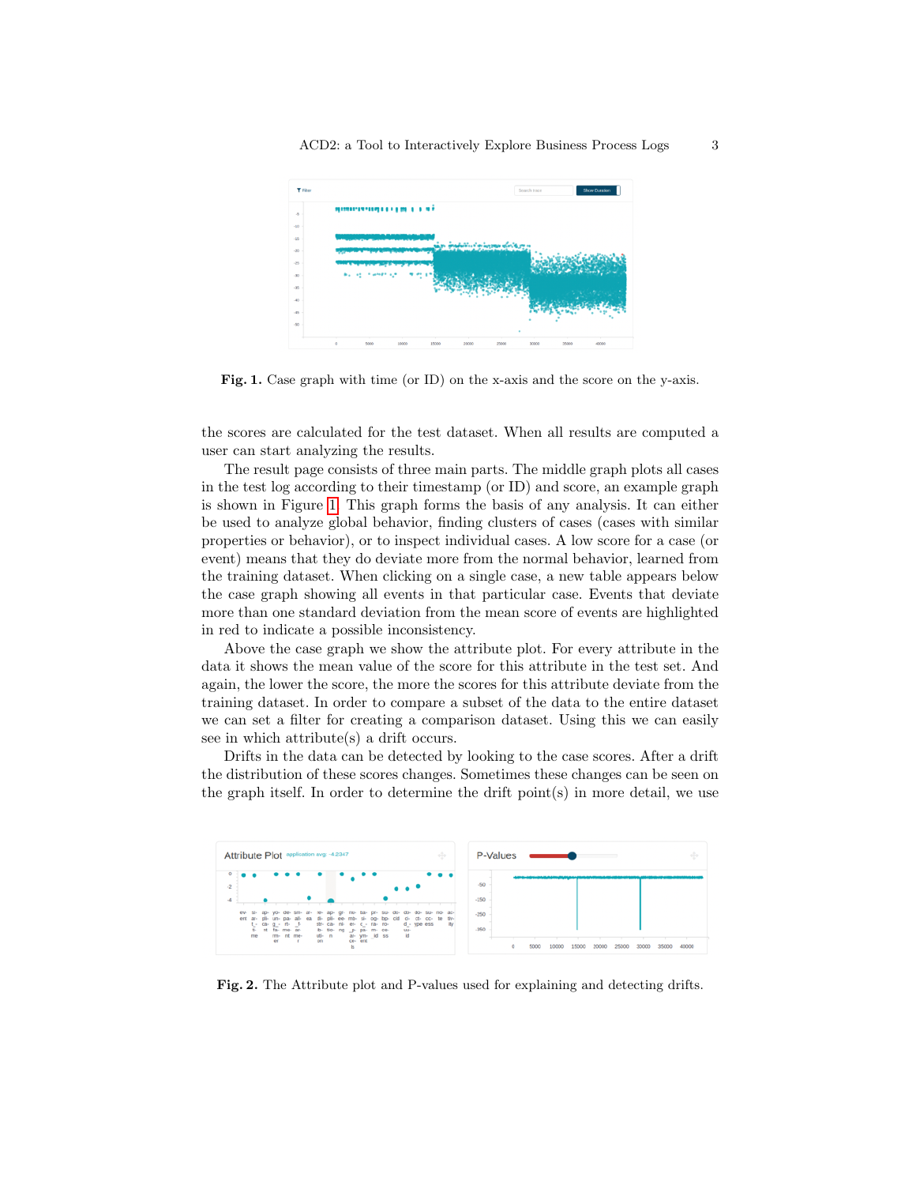Fig. 1. Case graph with time (or ID) on the x-axis and the score on the y-axis.

the scores are calculated for the test dataset. When all results are computed a user can start analyzing the results.

The result page consists of three main parts. The middle graph plots all cases in the test log according to their timestamp (or ID) and score, an example graph is shown in Figure 1. This graph forms the basis of any analysis. It can either be used to analyze global behavior, finding clusters of cases (cases with similar properties or behavior), or to inspect individual cases. A low score for a case (or event) means that they do deviate more from the normal behavior, learned from the training dataset. When clicking on a single case, a new table appears below the case graph showing all events in that particular case. Events that deviate more than one standard deviation from the mean score of events are highlighted in red to indicate a possible inconsistency.

Above the case graph we show the attribute plot. For every attribute in the data it shows the mean value of the score for this attribute in the test set. And again, the lower the score, the more the scores for this attribute deviate from the training dataset. In order to compare a subset of the data to the entire dataset we can set a filter for creating a comparison dataset. Using this we can easily see in which attribute(s) a drift occurs.

Drifts in the data can be detected by looking to the case scores. After a drift the distribution of these scores changes. Sometimes these changes can be seen on the graph itself. In order to determine the drift point(s) in more detail, we use

Fig. 2. The Attribute plot and P-values used for explaining and detecting drifts.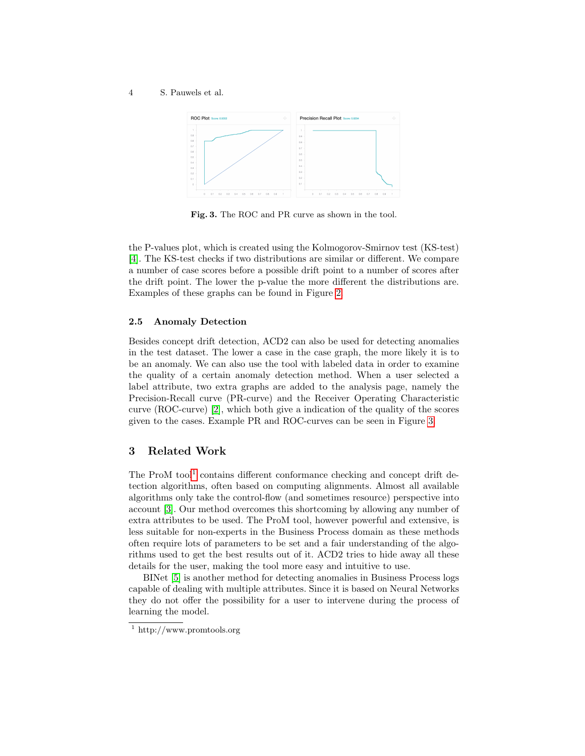Fig. 3. The ROC and PR curve as shown in the tool.

the P-values plot, which is created using the Kolmogorov-Smirnov test (KS-test) [4]. The KS-test checks if two distributions are similar or different. We compare a number of case scores before a possible drift point to a number of scores after the drift point. The lower the p-value the more different the distributions are. Examples of these graphs can be found in Figure 2.

### 2.5 Anomaly Detection

Besides concept drift detection, ACD2 can also be used for detecting anomalies in the test dataset. The lower a case in the case graph, the more likely it is to be an anomaly. We can also use the tool with labeled data in order to examine the quality of a certain anomaly detection method. When a user selected a label attribute, two extra graphs are added to the analysis page, namely the Precision-Recall curve (PR-curve) and the Receiver Operating Characteristic curve (ROC-curve) [2], which both give a indication of the quality of the scores given to the cases. Example PR and ROC-curves can be seen in Figure 3.

## 3 Related Work

The ProM tool[1] contains different conformance checking and concept drift detection algorithms, often based on computing alignments. Almost all available algorithms only take the control-flow (and sometimes resource) perspective into account [3]. Our method overcomes this shortcoming by allowing any number of extra attributes to be used. The ProM tool, however powerful and extensive, is less suitable for non-experts in the Business Process domain as these methods often require lots of parameters to be set and a fair understanding of the algorithms used to get the best results out of it. ACD2 tries to hide away all these details for the user, making the tool more easy and intuitive to use.

BINet [5] is another method for detecting anomalies in Business Process logs capable of dealing with multiple attributes. Since it is based on Neural Networks they do not offer the possibility for a user to intervene during the process of learning the model.

[1] http://www.promtools.org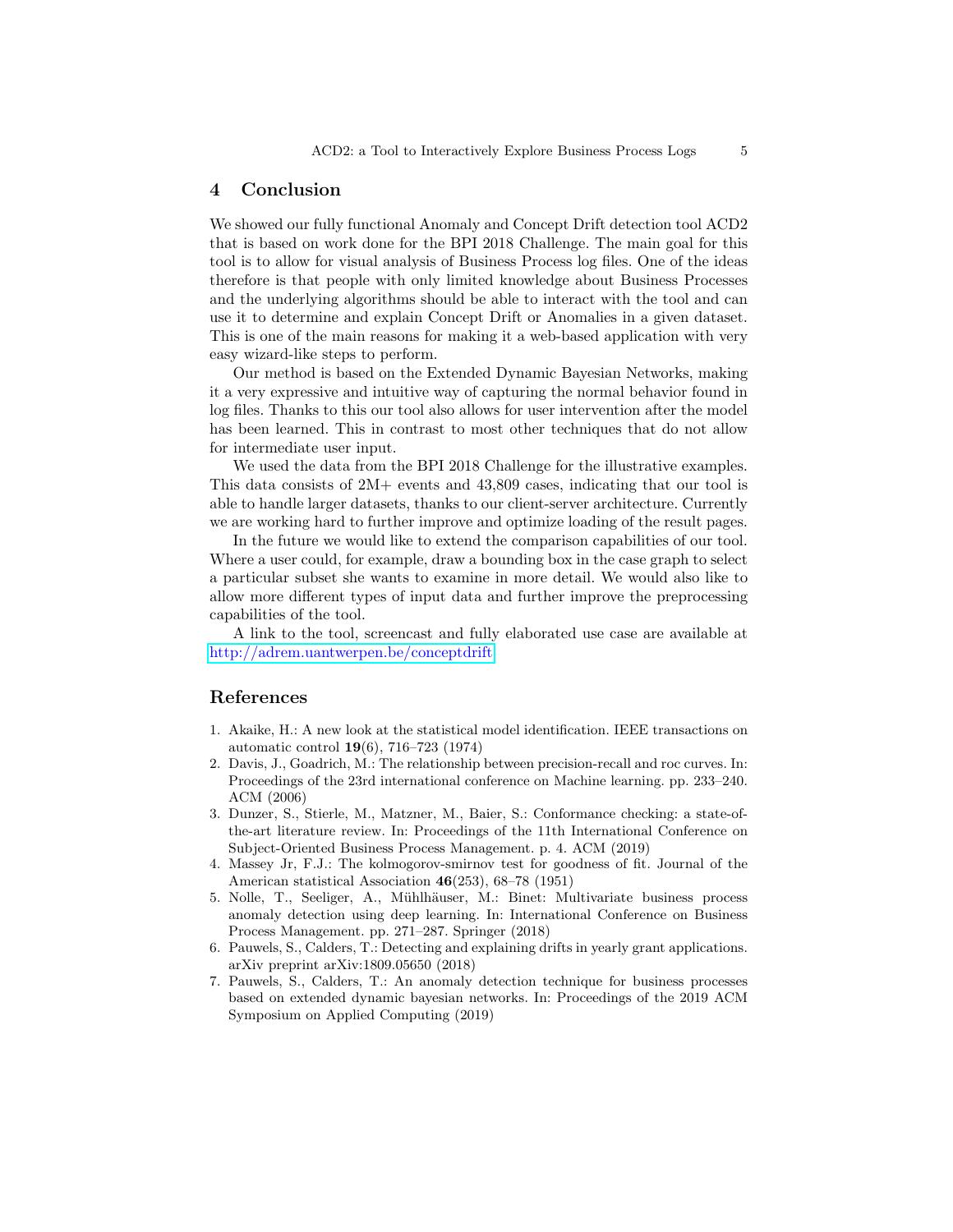## 4 Conclusion

We showed our fully functional Anomaly and Concept Drift detection tool ACD2 that is based on work done for the BPI 2018 Challenge. The main goal for this tool is to allow for visual analysis of Business Process log files. One of the ideas therefore is that people with only limited knowledge about Business Processes and the underlying algorithms should be able to interact with the tool and can use it to determine and explain Concept Drift or Anomalies in a given dataset. This is one of the main reasons for making it a web-based application with very easy wizard-like steps to perform.

Our method is based on the Extended Dynamic Bayesian Networks, making it a very expressive and intuitive way of capturing the normal behavior found in log files. Thanks to this our tool also allows for user intervention after the model has been learned. This in contrast to most other techniques that do not allow for intermediate user input.

We used the data from the BPI 2018 Challenge for the illustrative examples. This data consists of 2M+ events and 43,809 cases, indicating that our tool is able to handle larger datasets, thanks to our client-server architecture. Currently we are working hard to further improve and optimize loading of the result pages.

In the future we would like to extend the comparison capabilities of our tool. Where a user could, for example, draw a bounding box in the case graph to select a particular subset she wants to examine in more detail. We would also like to allow more different types of input data and further improve the preprocessing capabilities of the tool.

A link to the tool, screencast and fully elaborated use case are available at http://adrem.uantwerpen.be/conceptdrift

## References

1. Akaike, H.: A new look at the statistical model identification. IEEE transactions on automatic control **19**(6), 716–723 (1974)
2. Davis, J., Goadrich, M.: The relationship between precision-recall and roc curves. In: Proceedings of the 23rd international conference on Machine learning. pp. 233–240. ACM (2006)
3. Dunzer, S., Stierle, M., Matzner, M., Baier, S.: Conformance checking: a state-of-the-art literature review. In: Proceedings of the 11th International Conference on Subject-Oriented Business Process Management. p. 4. ACM (2019)
4. Massey Jr, F.J.: The kolmogorov-smirnov test for goodness of fit. Journal of the American statistical Association **46**(253), 68–78 (1951)
5. Nolle, T., Seeliger, A., Mühlhäuser, M.: Binet: Multivariate business process anomaly detection using deep learning. In: International Conference on Business Process Management. pp. 271–287. Springer (2018)
6. Pauwels, S., Calders, T.: Detecting and explaining drifts in yearly grant applications. arXiv preprint arXiv:1809.05650 (2018)
7. Pauwels, S., Calders, T.: An anomaly detection technique for business processes based on extended dynamic bayesian networks. In: Proceedings of the 2019 ACM Symposium on Applied Computing (2019)